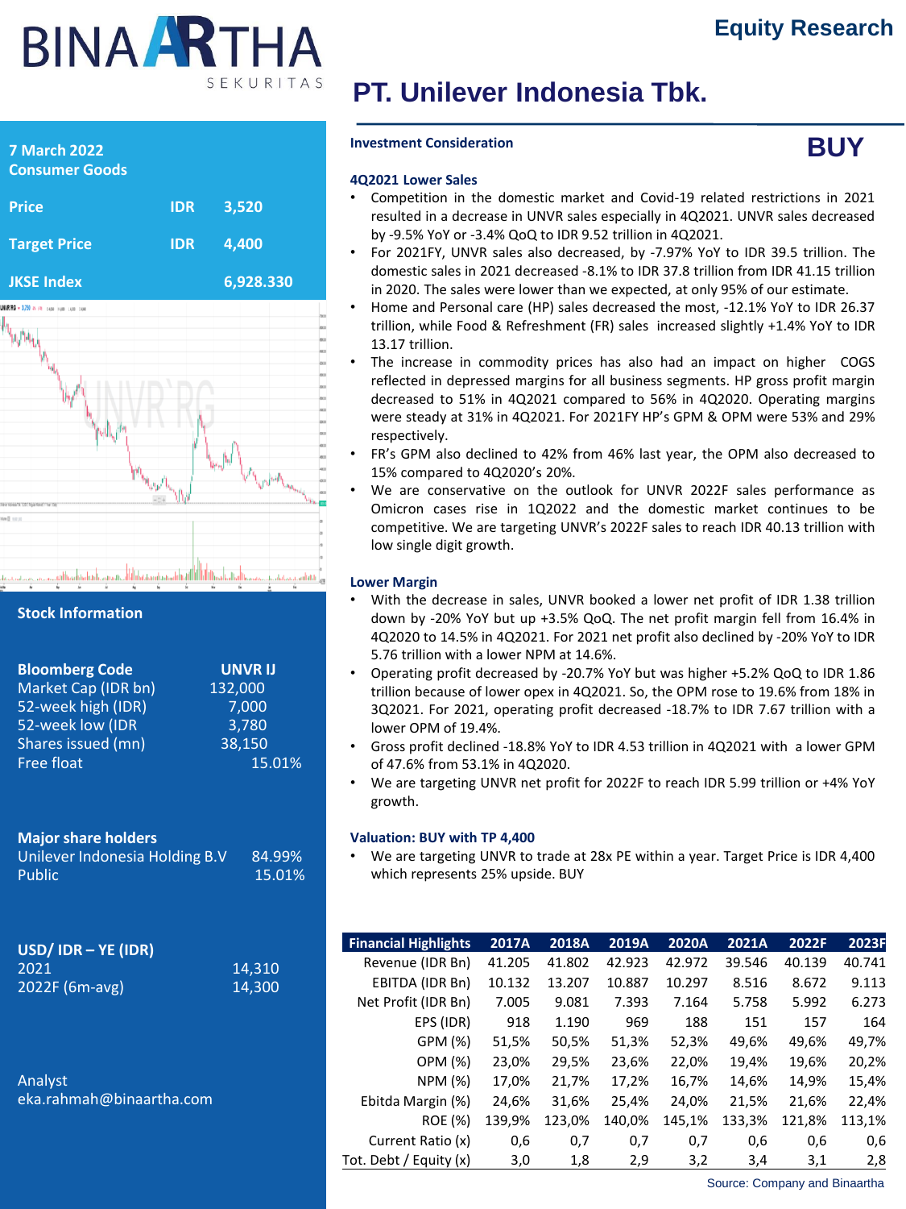# PT. Unilever Indonesia Tbk.

Equity Research

7 March 2022
Consumer Goods

| | | |
|---|---|---|
| Price | IDR | 3,520 |
| Target Price | IDR | 4,400 |
| JKSE Index | | 6,928.330 |

## Investment Consideration

**BUY**

### 4Q2021 Lower Sales

- Competition in the domestic market and Covid-19 related restrictions in 2021 resulted in a decrease in UNVR sales especially in 4Q2021. UNVR sales decreased by -9.5% YoY or -3.4% QoQ to IDR 9.52 trillion in 4Q2021.
- For 2021FY, UNVR sales also decreased, by -7.97% YoY to IDR 39.5 trillion. The domestic sales in 2021 decreased -8.1% to IDR 37.8 trillion from IDR 41.15 trillion in 2020. The sales were lower than we expected, at only 95% of our estimate.
- Home and Personal care (HP) sales decreased the most, -12.1% YoY to IDR 26.37 trillion, while Food & Refreshment (FR) sales increased slightly +1.4% YoY to IDR 13.17 trillion.
- The increase in commodity prices has also had an impact on higher COGS reflected in depressed margins for all business segments. HP gross profit margin decreased to 51% in 4Q2021 compared to 56% in 4Q2020. Operating margins were steady at 31% in 4Q2021. For 2021FY HP's GPM & OPM were 53% and 29% respectively.
- FR's GPM also declined to 42% from 46% last year, the OPM also decreased to 15% compared to 4Q2020's 20%.
- We are conservative on the outlook for UNVR 2022F sales performance as Omicron cases rise in 1Q2022 and the domestic market continues to be competitive. We are targeting UNVR's 2022F sales to reach IDR 40.13 trillion with low single digit growth.

### Lower Margin

- With the decrease in sales, UNVR booked a lower net profit of IDR 1.38 trillion down by -20% YoY but up +3.5% QoQ. The net profit margin fell from 16.4% in 4Q2020 to 14.5% in 4Q2021. For 2021 net profit also declined by -20% YoY to IDR 5.76 trillion with a lower NPM at 14.6%.
- Operating profit decreased by -20.7% YoY but was higher +5.2% QoQ to IDR 1.86 trillion because of lower opex in 4Q2021. So, the OPM rose to 19.6% from 18% in 3Q2021. For 2021, operating profit decreased -18.7% to IDR 7.67 trillion with a lower OPM of 19.4%.
- Gross profit declined -18.8% YoY to IDR 4.53 trillion in 4Q2021 with a lower GPM of 47.6% from 53.1% in 4Q2020.
- We are targeting UNVR net profit for 2022F to reach IDR 5.99 trillion or +4% YoY growth.

### Valuation: BUY with TP 4,400

- We are targeting UNVR to trade at 28x PE within a year. Target Price is IDR 4,400 which represents 25% upside. BUY

## Stock Information

| | |
|---|---|
| **Bloomberg Code** | **UNVR IJ** |
| Market Cap (IDR bn) | 132,000 |
| 52-week high (IDR) | 7,000 |
| 52-week low (IDR | 3,780 |
| Shares issued (mn) | 38,150 |
| Free float | 15.01% |

| **Major share holders** | |
|---|---|
| Unilever Indonesia Holding B.V | 84.99% |
| Public | 15.01% |

| **USD/ IDR – YE (IDR)** | |
|---|---|
| 2021 | 14,310 |
| 2022F (6m-avg) | 14,300 |

Analyst
eka.rahmah@binaartha.com

| Financial Highlights | 2017A | 2018A | 2019A | 2020A | 2021A | 2022F | 2023F |
|---|---|---|---|---|---|---|---|
| Revenue (IDR Bn) | 41.205 | 41.802 | 42.923 | 42.972 | 39.546 | 40.139 | 40.741 |
| EBITDA (IDR Bn) | 10.132 | 13.207 | 10.887 | 10.297 | 8.516 | 8.672 | 9.113 |
| Net Profit (IDR Bn) | 7.005 | 9.081 | 7.393 | 7.164 | 5.758 | 5.992 | 6.273 |
| EPS (IDR) | 918 | 1.190 | 969 | 188 | 151 | 157 | 164 |
| GPM (%) | 51,5% | 50,5% | 51,3% | 52,3% | 49,6% | 49,6% | 49,7% |
| OPM (%) | 23,0% | 29,5% | 23,6% | 22,0% | 19,4% | 19,6% | 20,2% |
| NPM (%) | 17,0% | 21,7% | 17,2% | 16,7% | 14,6% | 14,9% | 15,4% |
| Ebitda Margin (%) | 24,6% | 31,6% | 25,4% | 24,0% | 21,5% | 21,6% | 22,4% |
| ROE (%) | 139,9% | 123,0% | 140,0% | 145,1% | 133,3% | 121,8% | 113,1% |
| Current Ratio (x) | 0,6 | 0,7 | 0,7 | 0,7 | 0,6 | 0,6 | 0,6 |
| Tot. Debt / Equity (x) | 3,0 | 1,8 | 2,9 | 3,2 | 3,4 | 3,1 | 2,8 |

Source: Company and Binaartha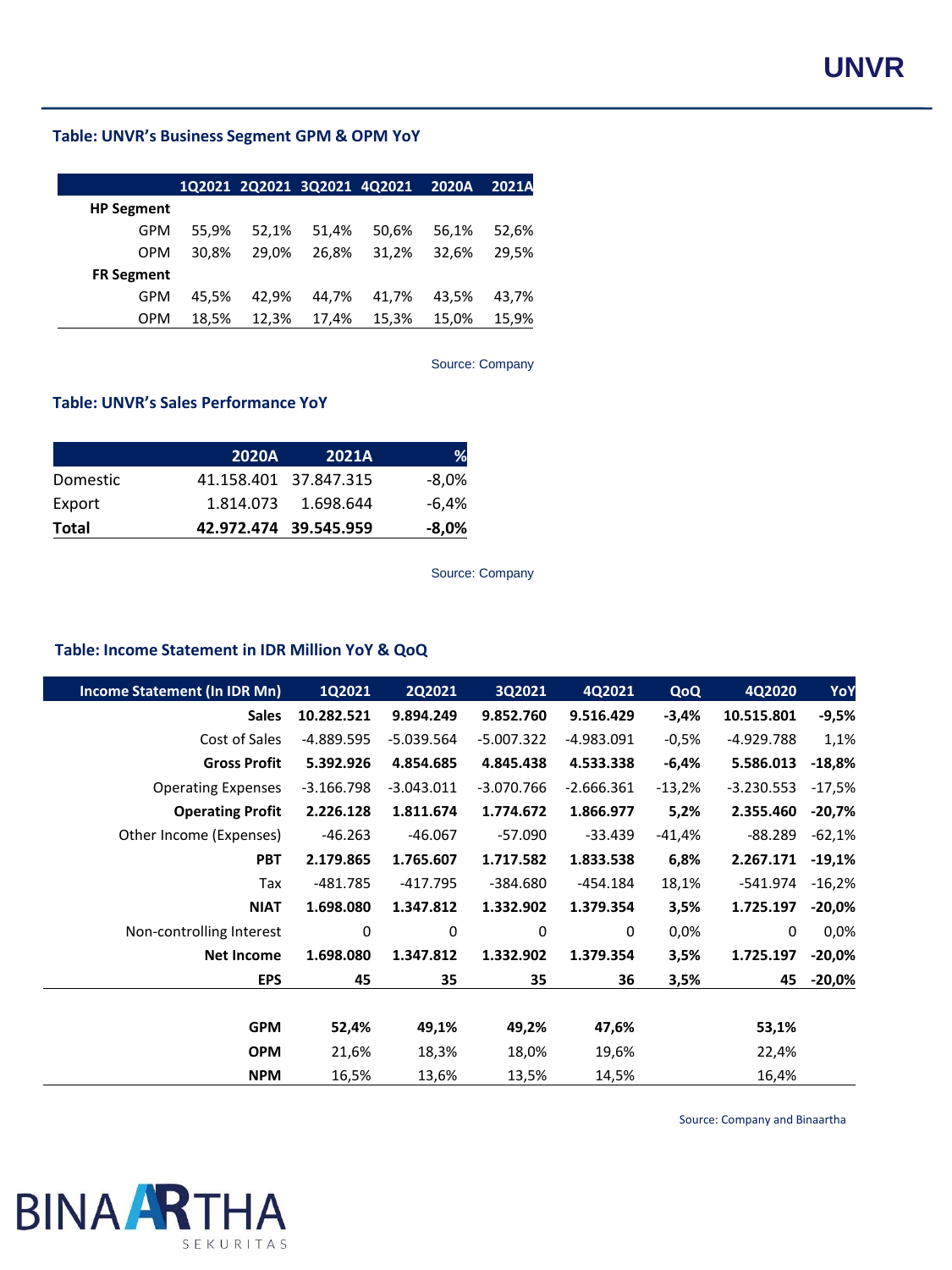### Table: UNVR's Business Segment GPM & OPM YoY

| | 1Q2021 | 2Q2021 | 3Q2021 | 4Q2021 | 2020A | 2021A |
|---|---|---|---|---|---|---|
| **HP Segment** | | | | | | |
| GPM | 55,9% | 52,1% | 51,4% | 50,6% | 56,1% | 52,6% |
| OPM | 30,8% | 29,0% | 26,8% | 31,2% | 32,6% | 29,5% |
| **FR Segment** | | | | | | |
| GPM | 45,5% | 42,9% | 44,7% | 41,7% | 43,5% | 43,7% |
| OPM | 18,5% | 12,3% | 17,4% | 15,3% | 15,0% | 15,9% |

Source: Company

### Table: UNVR's Sales Performance YoY

| | 2020A | 2021A | % |
|---|---|---|---|
| Domestic | 41.158.401 | 37.847.315 | -8,0% |
| Export | 1.814.073 | 1.698.644 | -6,4% |
| **Total** | **42.972.474** | **39.545.959** | **-8,0%** |

Source: Company

### Table: Income Statement in IDR Million YoY & QoQ

| Income Statement (In IDR Mn) | 1Q2021 | 2Q2021 | 3Q2021 | 4Q2021 | QoQ | 4Q2020 | YoY |
|---|---|---|---|---|---|---|---|
| **Sales** | **10.282.521** | **9.894.249** | **9.852.760** | **9.516.429** | **-3,4%** | **10.515.801** | **-9,5%** |
| Cost of Sales | -4.889.595 | -5.039.564 | -5.007.322 | -4.983.091 | -0,5% | -4.929.788 | 1,1% |
| **Gross Profit** | **5.392.926** | **4.854.685** | **4.845.438** | **4.533.338** | **-6,4%** | **5.586.013** | **-18,8%** |
| Operating Expenses | -3.166.798 | -3.043.011 | -3.070.766 | -2.666.361 | -13,2% | -3.230.553 | -17,5% |
| **Operating Profit** | **2.226.128** | **1.811.674** | **1.774.672** | **1.866.977** | **5,2%** | **2.355.460** | **-20,7%** |
| Other Income (Expenses) | -46.263 | -46.067 | -57.090 | -33.439 | -41,4% | -88.289 | -62,1% |
| **PBT** | **2.179.865** | **1.765.607** | **1.717.582** | **1.833.538** | **6,8%** | **2.267.171** | **-19,1%** |
| Tax | -481.785 | -417.795 | -384.680 | -454.184 | 18,1% | -541.974 | -16,2% |
| **NIAT** | **1.698.080** | **1.347.812** | **1.332.902** | **1.379.354** | **3,5%** | **1.725.197** | **-20,0%** |
| Non-controlling Interest | 0 | 0 | 0 | 0 | 0,0% | 0 | 0,0% |
| **Net Income** | **1.698.080** | **1.347.812** | **1.332.902** | **1.379.354** | **3,5%** | **1.725.197** | **-20,0%** |
| **EPS** | **45** | **35** | **35** | **36** | **3,5%** | **45** | **-20,0%** |
| | | | | | | | |
| **GPM** | **52,4%** | **49,1%** | **49,2%** | **47,6%** | | **53,1%** | |
| **OPM** | 21,6% | 18,3% | 18,0% | 19,6% | | 22,4% | |
| **NPM** | 16,5% | 13,6% | 13,5% | 14,5% | | 16,4% | |

Source: Company and Binaartha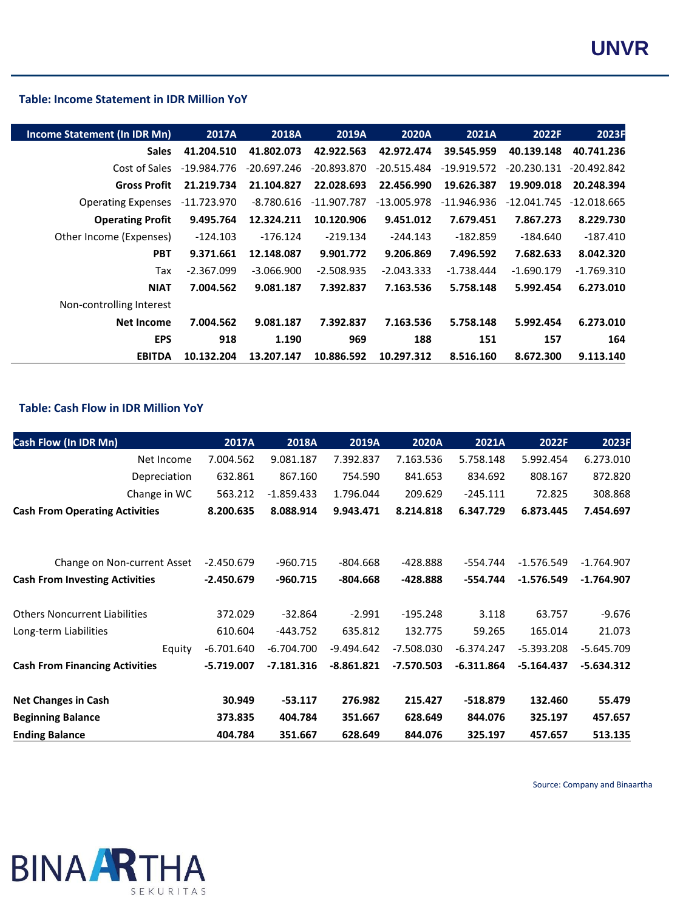### Table: Income Statement in IDR Million YoY

| Income Statement (In IDR Mn) | 2017A | 2018A | 2019A | 2020A | 2021A | 2022F | 2023F |
|---|---|---|---|---|---|---|---|
| **Sales** | **41.204.510** | **41.802.073** | **42.922.563** | **42.972.474** | **39.545.959** | **40.139.148** | **40.741.236** |
| Cost of Sales | -19.984.776 | -20.697.246 | -20.893.870 | -20.515.484 | -19.919.572 | -20.230.131 | -20.492.842 |
| **Gross Profit** | **21.219.734** | **21.104.827** | **22.028.693** | **22.456.990** | **19.626.387** | **19.909.018** | **20.248.394** |
| Operating Expenses | -11.723.970 | -8.780.616 | -11.907.787 | -13.005.978 | -11.946.936 | -12.041.745 | -12.018.665 |
| **Operating Profit** | **9.495.764** | **12.324.211** | **10.120.906** | **9.451.012** | **7.679.451** | **7.867.273** | **8.229.730** |
| Other Income (Expenses) | -124.103 | -176.124 | -219.134 | -244.143 | -182.859 | -184.640 | -187.410 |
| **PBT** | **9.371.661** | **12.148.087** | **9.901.772** | **9.206.869** | **7.496.592** | **7.682.633** | **8.042.320** |
| Tax | -2.367.099 | -3.066.900 | -2.508.935 | -2.043.333 | -1.738.444 | -1.690.179 | -1.769.310 |
| **NIAT** | **7.004.562** | **9.081.187** | **7.392.837** | **7.163.536** | **5.758.148** | **5.992.454** | **6.273.010** |
| Non-controlling Interest | | | | | | | |
| **Net Income** | **7.004.562** | **9.081.187** | **7.392.837** | **7.163.536** | **5.758.148** | **5.992.454** | **6.273.010** |
| **EPS** | **918** | **1.190** | **969** | **188** | **151** | **157** | **164** |
| **EBITDA** | **10.132.204** | **13.207.147** | **10.886.592** | **10.297.312** | **8.516.160** | **8.672.300** | **9.113.140** |

### Table: Cash Flow in IDR Million YoY

| Cash Flow (In IDR Mn) | 2017A | 2018A | 2019A | 2020A | 2021A | 2022F | 2023F |
|---|---|---|---|---|---|---|---|
| Net Income | 7.004.562 | 9.081.187 | 7.392.837 | 7.163.536 | 5.758.148 | 5.992.454 | 6.273.010 |
| Depreciation | 632.861 | 867.160 | 754.590 | 841.653 | 834.692 | 808.167 | 872.820 |
| Change in WC | 563.212 | -1.859.433 | 1.796.044 | 209.629 | -245.111 | 72.825 | 308.868 |
| **Cash From Operating Activities** | **8.200.635** | **8.088.914** | **9.943.471** | **8.214.818** | **6.347.729** | **6.873.445** | **7.454.697** |
| Change on Non-current Asset | -2.450.679 | -960.715 | -804.668 | -428.888 | -554.744 | -1.576.549 | -1.764.907 |
| **Cash From Investing Activities** | **-2.450.679** | **-960.715** | **-804.668** | **-428.888** | **-554.744** | **-1.576.549** | **-1.764.907** |
| Others Noncurrent Liabilities | 372.029 | -32.864 | -2.991 | -195.248 | 3.118 | 63.757 | -9.676 |
| Long-term Liabilities | 610.604 | -443.752 | 635.812 | 132.775 | 59.265 | 165.014 | 21.073 |
| Equity | -6.701.640 | -6.704.700 | -9.494.642 | -7.508.030 | -6.374.247 | -5.393.208 | -5.645.709 |
| **Cash From Financing Activities** | **-5.719.007** | **-7.181.316** | **-8.861.821** | **-7.570.503** | **-6.311.864** | **-5.164.437** | **-5.634.312** |
| **Net Changes in Cash** | **30.949** | **-53.117** | **276.982** | **215.427** | **-518.879** | **132.460** | **55.479** |
| **Beginning Balance** | **373.835** | **404.784** | **351.667** | **628.649** | **844.076** | **325.197** | **457.657** |
| **Ending Balance** | **404.784** | **351.667** | **628.649** | **844.076** | **325.197** | **457.657** | **513.135** |

Source: Company and Binaartha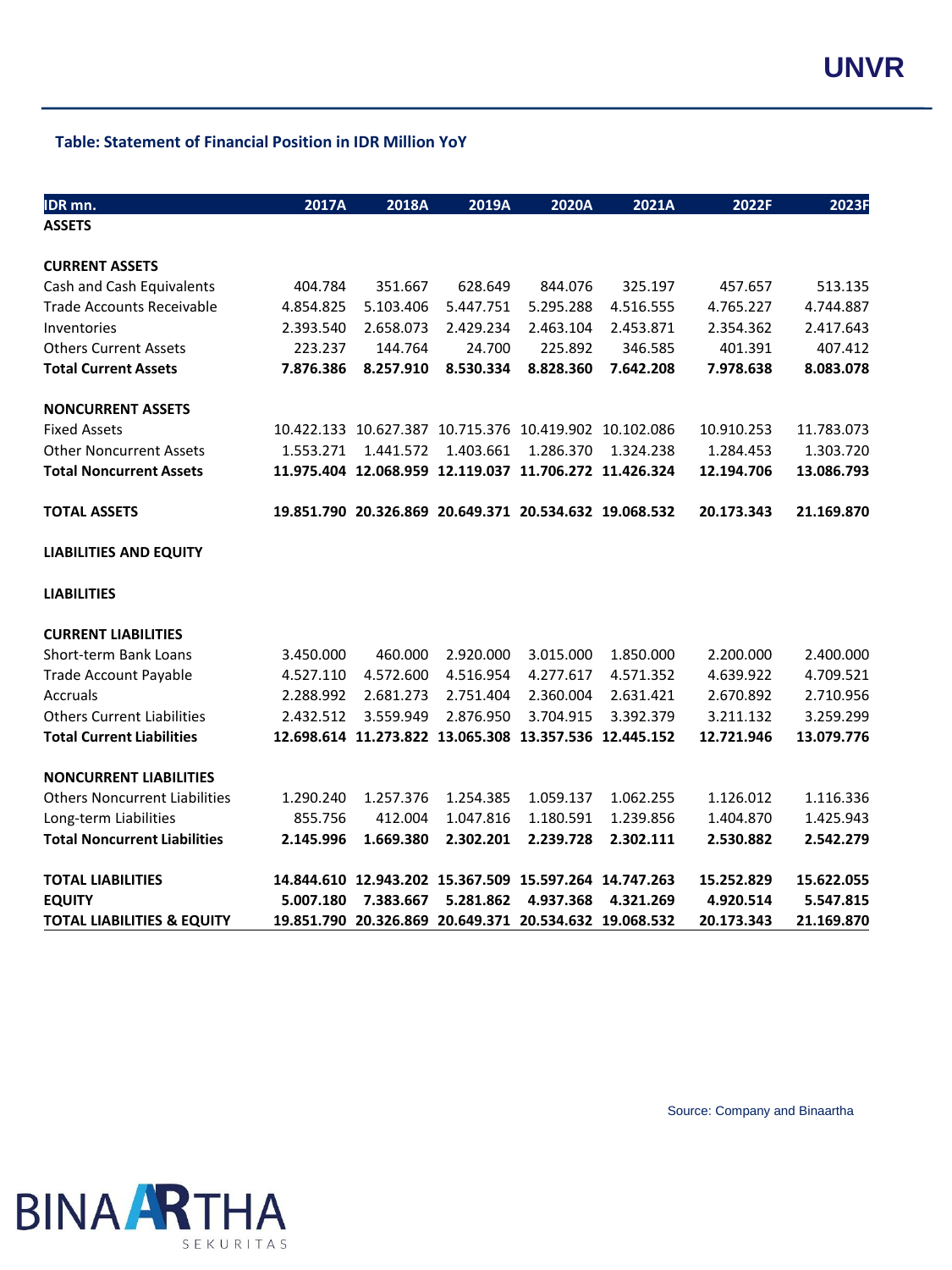**Table: Statement of Financial Position in IDR Million YoY**

| IDR mn. | 2017A | 2018A | 2019A | 2020A | 2021A | 2022F | 2023F |
|---|---|---|---|---|---|---|---|
| **ASSETS** | | | | | | | |
| **CURRENT ASSETS** | | | | | | | |
| Cash and Cash Equivalents | 404.784 | 351.667 | 628.649 | 844.076 | 325.197 | 457.657 | 513.135 |
| Trade Accounts Receivable | 4.854.825 | 5.103.406 | 5.447.751 | 5.295.288 | 4.516.555 | 4.765.227 | 4.744.887 |
| Inventories | 2.393.540 | 2.658.073 | 2.429.234 | 2.463.104 | 2.453.871 | 2.354.362 | 2.417.643 |
| Others Current Assets | 223.237 | 144.764 | 24.700 | 225.892 | 346.585 | 401.391 | 407.412 |
| **Total Current Assets** | **7.876.386** | **8.257.910** | **8.530.334** | **8.828.360** | **7.642.208** | **7.978.638** | **8.083.078** |
| **NONCURRENT ASSETS** | | | | | | | |
| Fixed Assets | 10.422.133 | 10.627.387 | 10.715.376 | 10.419.902 | 10.102.086 | 10.910.253 | 11.783.073 |
| Other Noncurrent Assets | 1.553.271 | 1.441.572 | 1.403.661 | 1.286.370 | 1.324.238 | 1.284.453 | 1.303.720 |
| **Total Noncurrent Assets** | **11.975.404** | **12.068.959** | **12.119.037** | **11.706.272** | **11.426.324** | **12.194.706** | **13.086.793** |
| **TOTAL ASSETS** | **19.851.790** | **20.326.869** | **20.649.371** | **20.534.632** | **19.068.532** | **20.173.343** | **21.169.870** |
| **LIABILITIES AND EQUITY** | | | | | | | |
| **LIABILITIES** | | | | | | | |
| **CURRENT LIABILITIES** | | | | | | | |
| Short-term Bank Loans | 3.450.000 | 460.000 | 2.920.000 | 3.015.000 | 1.850.000 | 2.200.000 | 2.400.000 |
| Trade Account Payable | 4.527.110 | 4.572.600 | 4.516.954 | 4.277.617 | 4.571.352 | 4.639.922 | 4.709.521 |
| Accruals | 2.288.992 | 2.681.273 | 2.751.404 | 2.360.004 | 2.631.421 | 2.670.892 | 2.710.956 |
| Others Current Liabilities | 2.432.512 | 3.559.949 | 2.876.950 | 3.704.915 | 3.392.379 | 3.211.132 | 3.259.299 |
| **Total Current Liabilities** | **12.698.614** | **11.273.822** | **13.065.308** | **13.357.536** | **12.445.152** | **12.721.946** | **13.079.776** |
| **NONCURRENT LIABILITIES** | | | | | | | |
| Others Noncurrent Liabilities | 1.290.240 | 1.257.376 | 1.254.385 | 1.059.137 | 1.062.255 | 1.126.012 | 1.116.336 |
| Long-term Liabilities | 855.756 | 412.004 | 1.047.816 | 1.180.591 | 1.239.856 | 1.404.870 | 1.425.943 |
| **Total Noncurrent Liabilities** | **2.145.996** | **1.669.380** | **2.302.201** | **2.239.728** | **2.302.111** | **2.530.882** | **2.542.279** |
| **TOTAL LIABILITIES** | **14.844.610** | **12.943.202** | **15.367.509** | **15.597.264** | **14.747.263** | **15.252.829** | **15.622.055** |
| **EQUITY** | **5.007.180** | **7.383.667** | **5.281.862** | **4.937.368** | **4.321.269** | **4.920.514** | **5.547.815** |
| **TOTAL LIABILITIES & EQUITY** | **19.851.790** | **20.326.869** | **20.649.371** | **20.534.632** | **19.068.532** | **20.173.343** | **21.169.870** |

Source: Company and Binaartha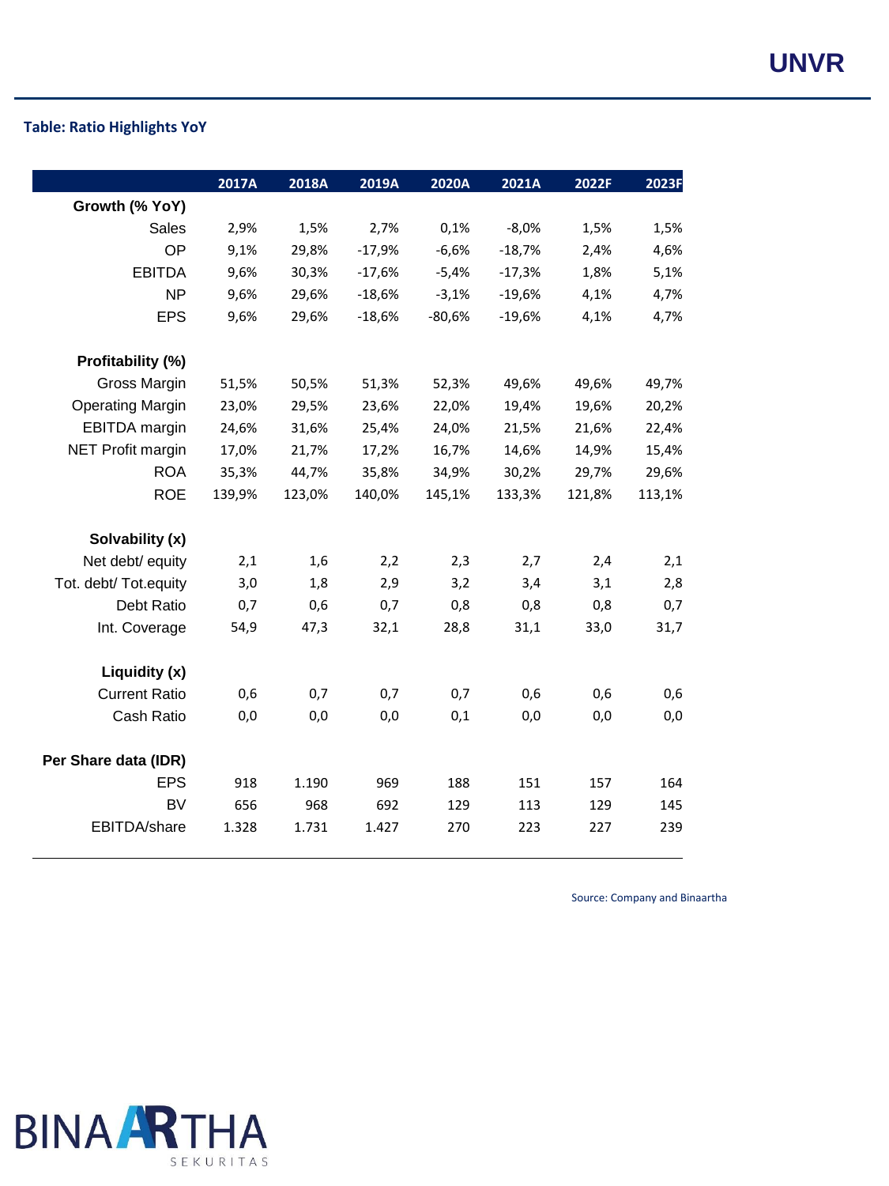**Table: Ratio Highlights YoY**

| | 2017A | 2018A | 2019A | 2020A | 2021A | 2022F | 2023F |
|---|---|---|---|---|---|---|---|
| **Growth (% YoY)** | | | | | | | |
| Sales | 2,9% | 1,5% | 2,7% | 0,1% | -8,0% | 1,5% | 1,5% |
| OP | 9,1% | 29,8% | -17,9% | -6,6% | -18,7% | 2,4% | 4,6% |
| EBITDA | 9,6% | 30,3% | -17,6% | -5,4% | -17,3% | 1,8% | 5,1% |
| NP | 9,6% | 29,6% | -18,6% | -3,1% | -19,6% | 4,1% | 4,7% |
| EPS | 9,6% | 29,6% | -18,6% | -80,6% | -19,6% | 4,1% | 4,7% |
| **Profitability (%)** | | | | | | | |
| Gross Margin | 51,5% | 50,5% | 51,3% | 52,3% | 49,6% | 49,6% | 49,7% |
| Operating Margin | 23,0% | 29,5% | 23,6% | 22,0% | 19,4% | 19,6% | 20,2% |
| EBITDA margin | 24,6% | 31,6% | 25,4% | 24,0% | 21,5% | 21,6% | 22,4% |
| NET Profit margin | 17,0% | 21,7% | 17,2% | 16,7% | 14,6% | 14,9% | 15,4% |
| ROA | 35,3% | 44,7% | 35,8% | 34,9% | 30,2% | 29,7% | 29,6% |
| ROE | 139,9% | 123,0% | 140,0% | 145,1% | 133,3% | 121,8% | 113,1% |
| **Solvability (x)** | | | | | | | |
| Net debt/ equity | 2,1 | 1,6 | 2,2 | 2,3 | 2,7 | 2,4 | 2,1 |
| Tot. debt/ Tot.equity | 3,0 | 1,8 | 2,9 | 3,2 | 3,4 | 3,1 | 2,8 |
| Debt Ratio | 0,7 | 0,6 | 0,7 | 0,8 | 0,8 | 0,8 | 0,7 |
| Int. Coverage | 54,9 | 47,3 | 32,1 | 28,8 | 31,1 | 33,0 | 31,7 |
| **Liquidity (x)** | | | | | | | |
| Current Ratio | 0,6 | 0,7 | 0,7 | 0,7 | 0,6 | 0,6 | 0,6 |
| Cash Ratio | 0,0 | 0,0 | 0,0 | 0,1 | 0,0 | 0,0 | 0,0 |
| **Per Share data (IDR)** | | | | | | | |
| EPS | 918 | 1.190 | 969 | 188 | 151 | 157 | 164 |
| BV | 656 | 968 | 692 | 129 | 113 | 129 | 145 |
| EBITDA/share | 1.328 | 1.731 | 1.427 | 270 | 223 | 227 | 239 |

Source: Company and Binaartha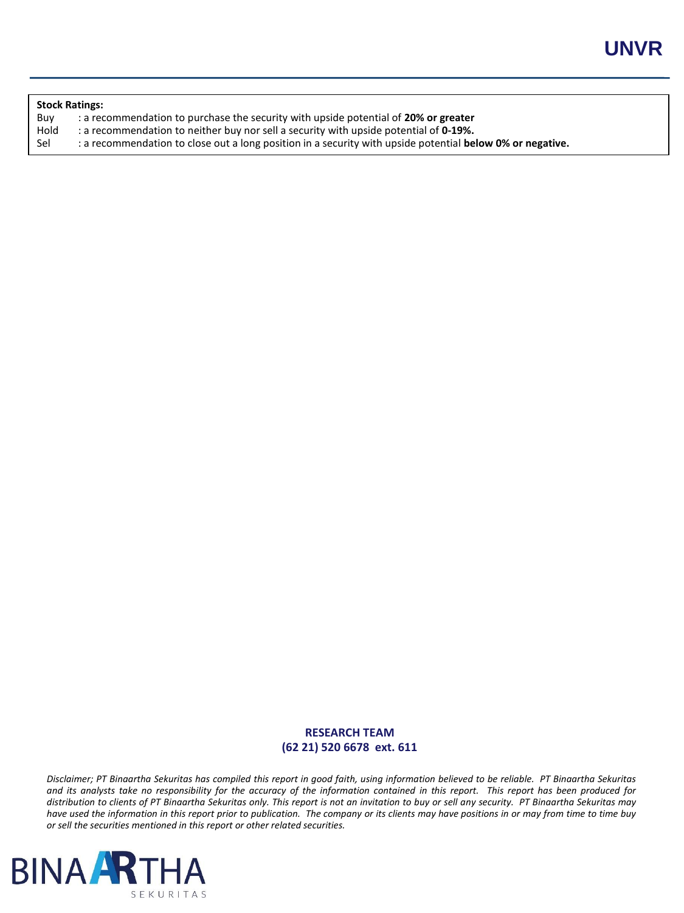**Stock Ratings:**

| | |
|---|---|
| Buy | : a recommendation to purchase the security with upside potential of **20% or greater** |
| Hold | : a recommendation to neither buy nor sell a security with upside potential of **0-19%.** |
| Sel | : a recommendation to close out a long position in a security with upside potential **below 0% or negative.** |

**RESEARCH TEAM**
**(62 21) 520 6678 ext. 611**

*Disclaimer; PT Binaartha Sekuritas has compiled this report in good faith, using information believed to be reliable. PT Binaartha Sekuritas and its analysts take no responsibility for the accuracy of the information contained in this report. This report has been produced for distribution to clients of PT Binaartha Sekuritas only. This report is not an invitation to buy or sell any security. PT Binaartha Sekuritas may have used the information in this report prior to publication. The company or its clients may have positions in or may from time to time buy or sell the securities mentioned in this report or other related securities.*

BINAARTHA
SEKURITAS